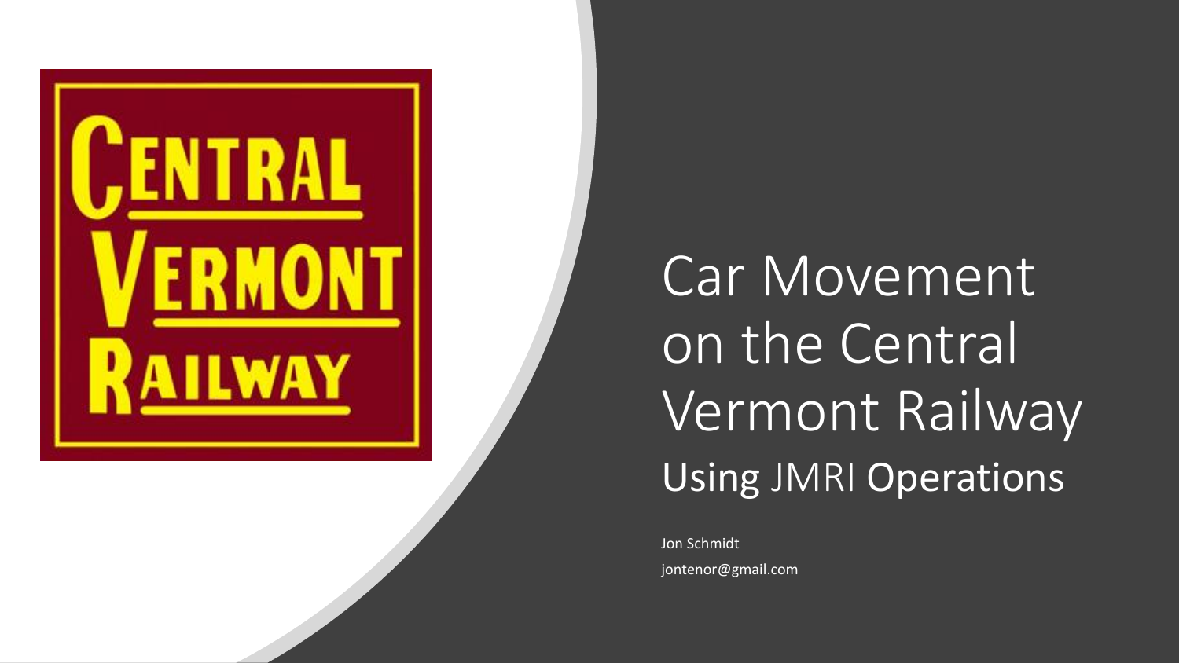# Central Vermont Railway

# Car Movement on the Central Vermont Railway

## Using JMRI Operations

Jon Schmidt

jontenor@gmail.com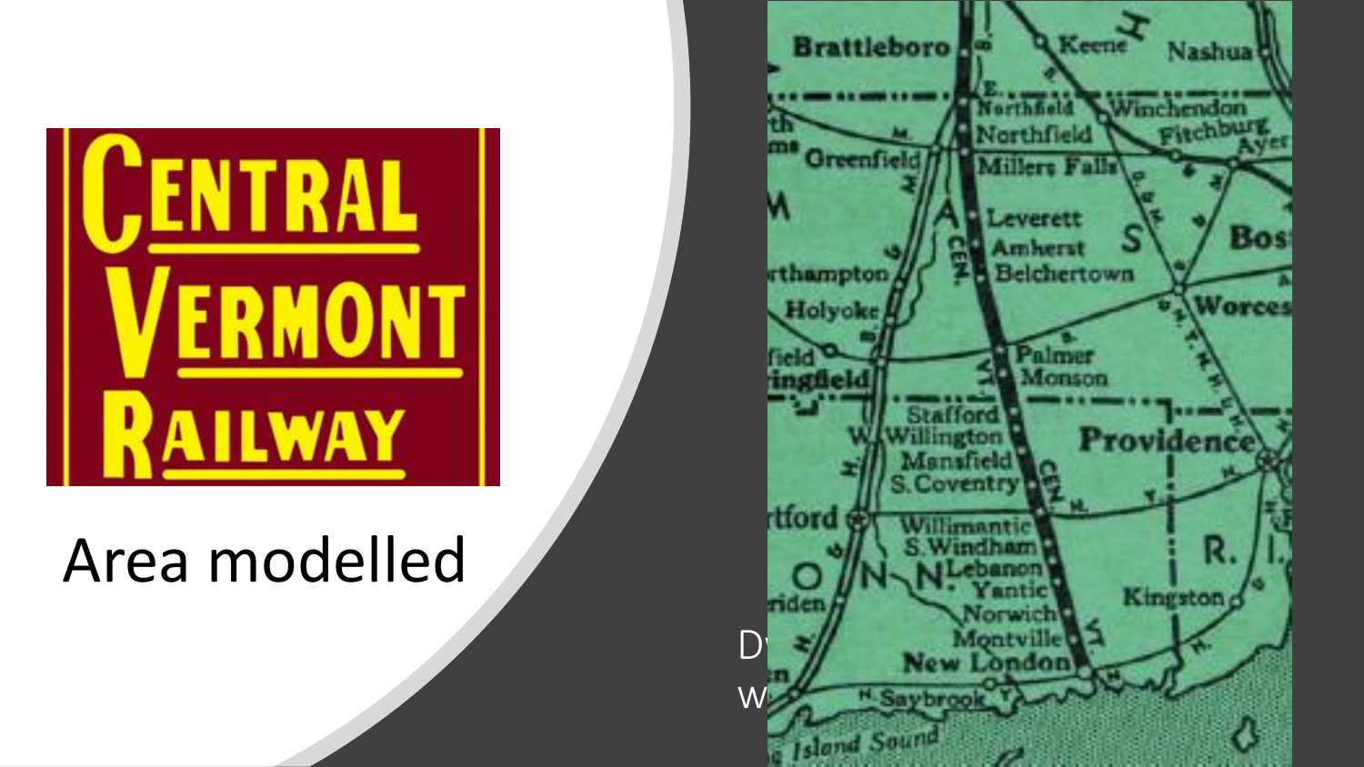# Area modelled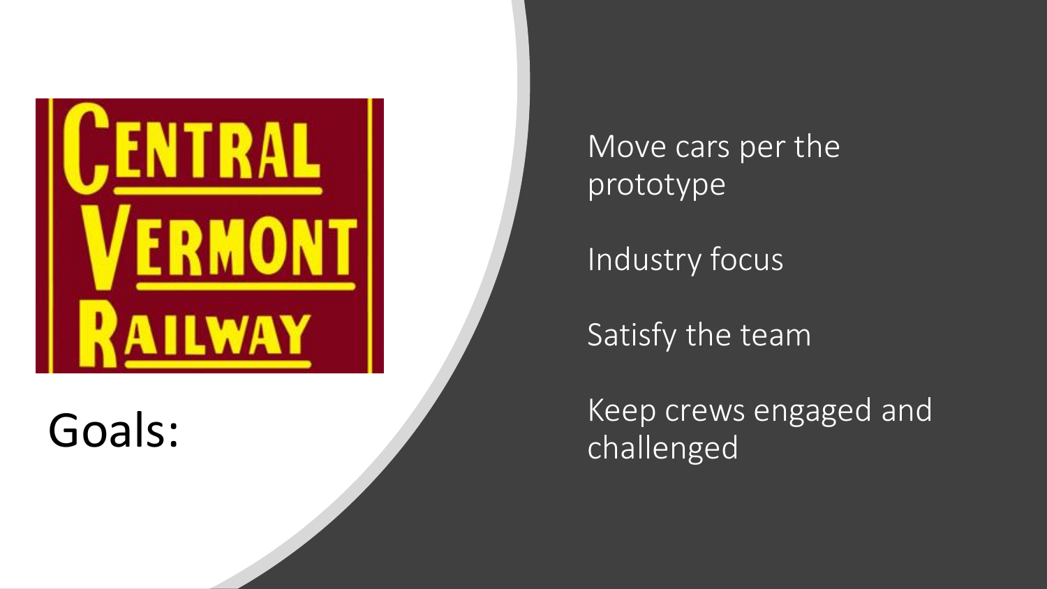CENTRAL VERMONT RAILWAY

# Goals:

- Move cars per the prototype
- Industry focus
- Satisfy the team
- Keep crews engaged and challenged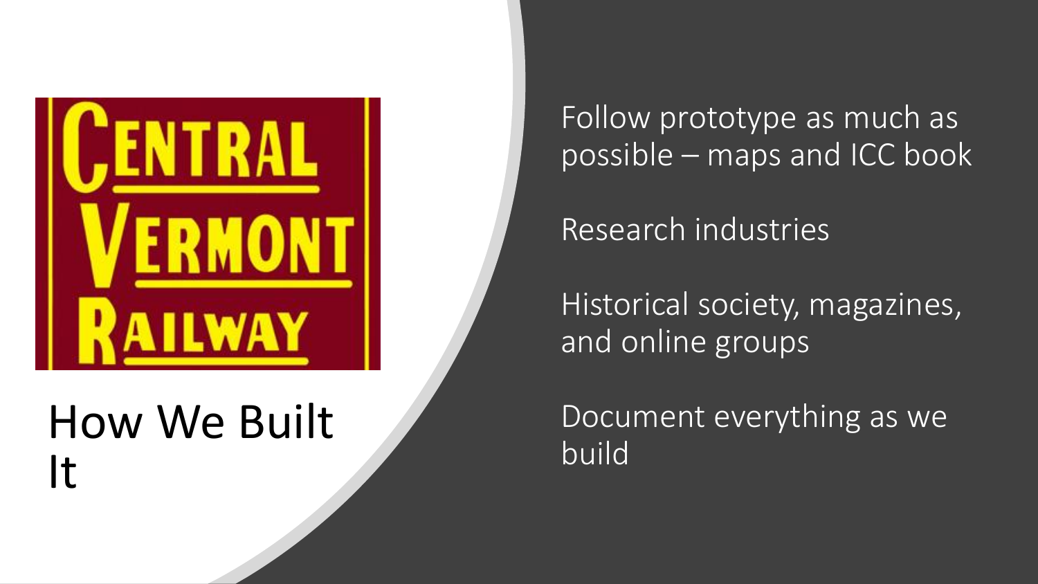CENTRAL VERMONT RAILWAY

# How We Built It

Follow prototype as much as possible – maps and ICC book

Research industries

Historical society, magazines, and online groups

Document everything as we build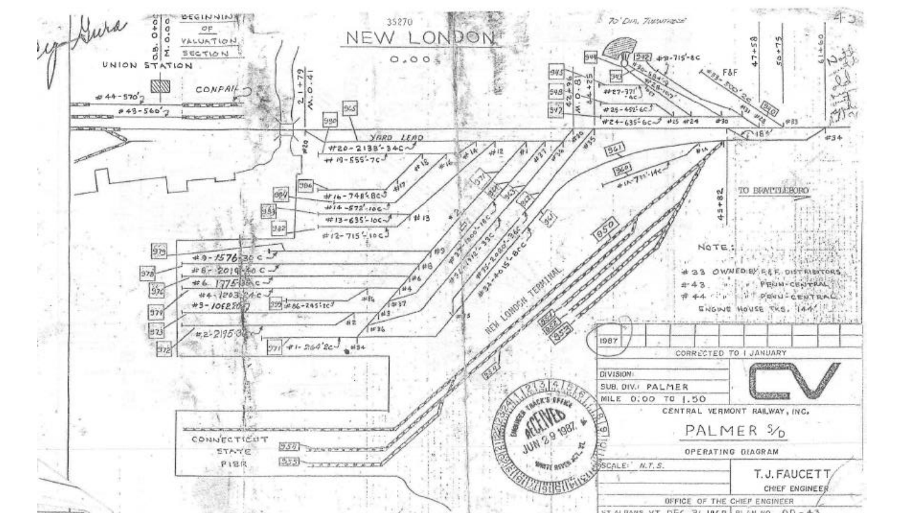NEW LONDON

0.00

35270

UNION STATION

BEGINNING OF VALUATION SECTION

M.O.00 / O.B. 0+00

CONRAIL

#44-570'

#43-560'

2+79 / M.O.41

YARD LEAD

#20-2138'-34C

#19-555'-7C

#16-748'-8C

#14-572'-10C

#13-635'-10C

#12-715'-10C

#9-1576'-30C

#8-2019'-30C

#6-1775'-30C

#4-1203'-24C

#3-1052'-20C

#2-2195'-30C

#86-245'-3C

#1-264'-2C

#37-1800'-18C

#36-1912'-33C

#35-2020'-36C

#34-4015'-8C

NEW LONDON TERMINAL

#1A-731'-14C

70' DIA. TURNTABLE

#32-715'-8C

#30-584'-9

#28-707'

#27-371'-4C

#25-452'-6C

#24-635'-6C

#33-700'-2C

F&F

42+96 / M.O.8

44+25

47+58

50+75

61+00

45+82

TO BRATTLEBORO

CONNECTICUT STATE PIER

NOTE:

#33 OWNED BY F&F DISTRIBUTORS

#43 " " PENN-CENTRAL

#44 " " PENN-CENTRAL

ENGINE HOUSE TKS. 144'

| 1987 | | | | | | | | | | |
|---|---|---|---|---|---|---|---|---|---|---|

CORRECTED TO 1 JANUARY

DIVISION:

SUB. DIV.: PALMER

MILE 0.00 TO 1.50

CV

CENTRAL VERMONT RAILWAY, INC.

PALMER S/D

OPERATING DIAGRAM

SCALE: N.T.S.

T.J. FAUCETT

CHIEF ENGINEER

OFFICE OF THE CHIEF ENGINEER

ENGINEER TRACK'S OFFICE RECEIVED JUN 29 1987 WHITE RIVER JCT., VT.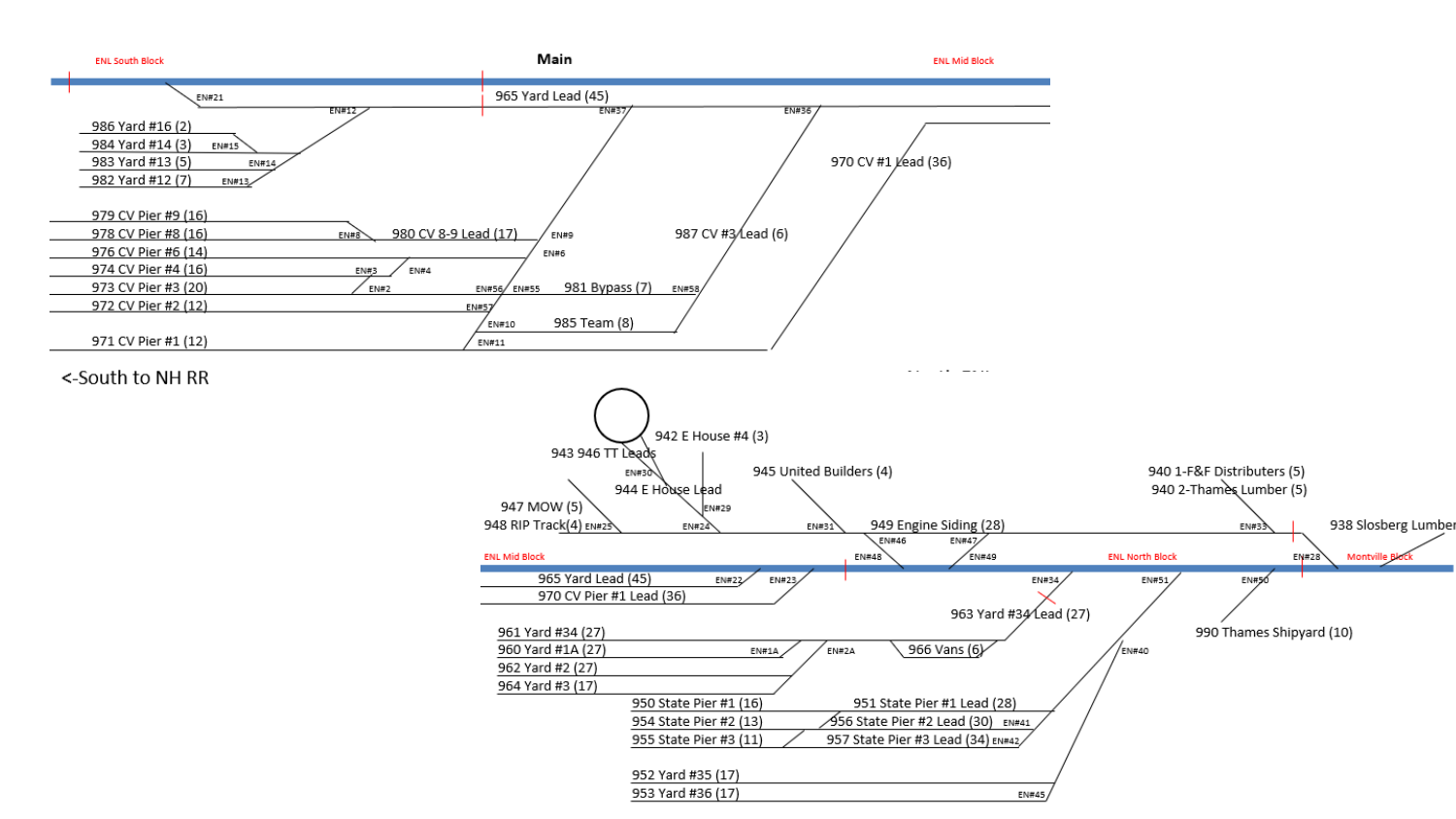**Main**

ENL South Block

ENL Mid Block

EN#21

EN#12

965 Yard Lead (45)

EN#37

EN#36

986 Yard #16 (2)

984 Yard #14 (3) EN#15

983 Yard #13 (5) EN#14

982 Yard #12 (7) EN#13

970 CV #1 Lead (36)

979 CV Pier #9 (16)

978 CV Pier #8 (16) EN#8 980 CV 8-9 Lead (17) EN#9

987 CV #3 Lead (6)

976 CV Pier #6 (14) EN#6

974 CV Pier #4 (16) EN#3 EN#4

973 CV Pier #3 (20) EN#2 EN#56 EN#55 981 Bypass (7) EN#58

972 CV Pier #2 (12) EN#57

EN#10 985 Team (8)

971 CV Pier #1 (12) EN#11

<-South to NH RR

942 E House #4 (3)

943 946 TT Leads

EN#30

944 E House Lead

945 United Builders (4)

940 1-F&F Distributers (5)

940 2-Thames Lumber (5)

EN#29

947 MOW (5)

948 RIP Track(4) EN#25

EN#24

EN#31

949 Engine Siding (28)

EN#33

938 Slosberg Lumber

EN#46

EN#47

ENL Mid Block

EN#48

EN#49

ENL North Block

EN#28

Montville Block

965 Yard Lead (45) EN#22

EN#23

EN#34

EN#51

EN#50

970 CV Pier #1 Lead (36)

963 Yard #34 Lead (27)

990 Thames Shipyard (10)

961 Yard #34 (27)

960 Yard #1A (27) EN#1A

EN#2A

966 Vans (6)

962 Yard #2 (27)

EN#40

964 Yard #3 (17)

950 State Pier #1 (16)

951 State Pier #1 Lead (28)

954 State Pier #2 (13)

956 State Pier #2 Lead (30) EN#41

955 State Pier #3 (11)

957 State Pier #3 Lead (34) EN#42

952 Yard #35 (17)

953 Yard #36 (17) EN#45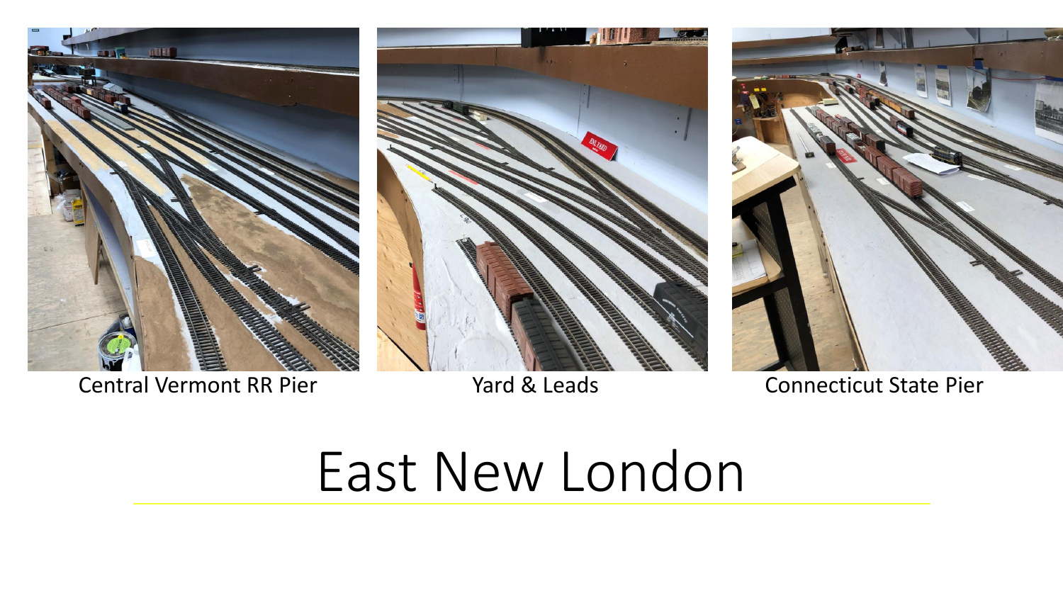Central Vermont RR Pier

Yard & Leads

Connecticut State Pier

# East New London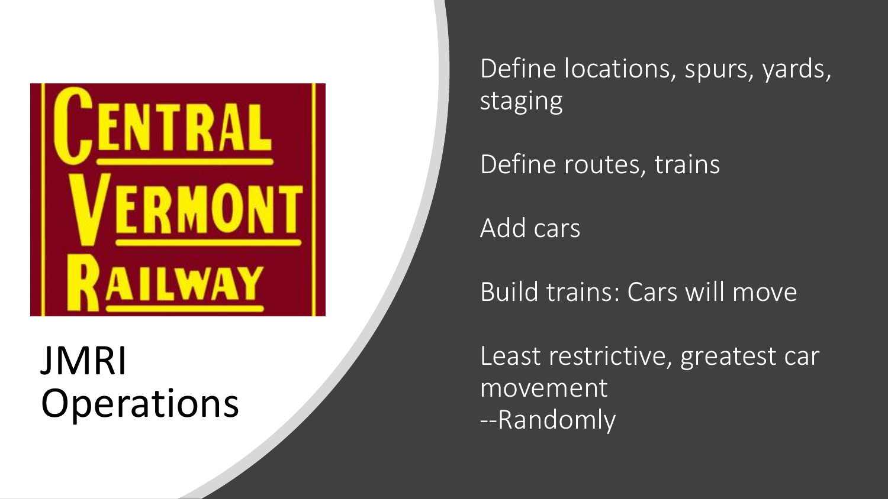Central Vermont Railway

# JMRI Operations

- Define locations, spurs, yards, staging
- Define routes, trains
- Add cars
- Build trains: Cars will move
- Least restrictive, greatest car movement
  --Randomly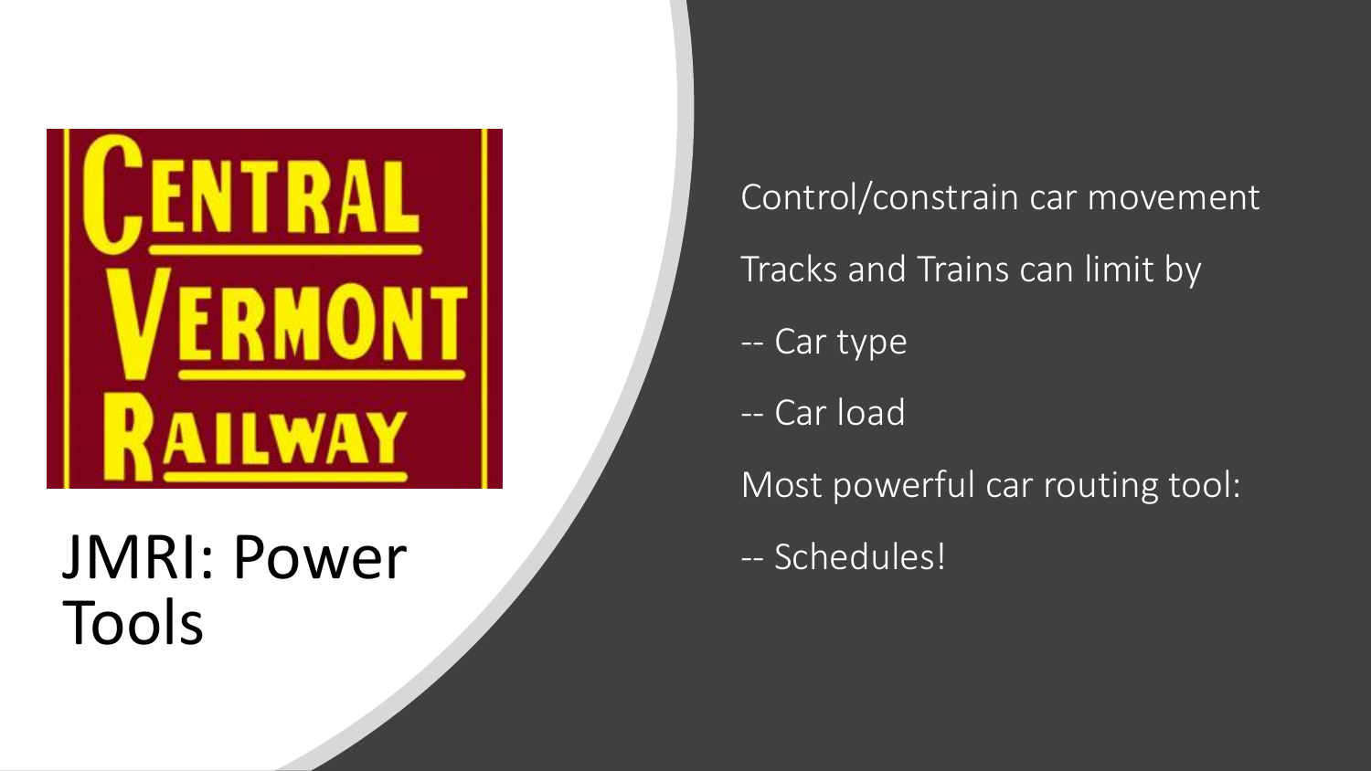# JMRI: Power Tools

Control/constrain car movement

Tracks and Trains can limit by

-- Car type

-- Car load

Most powerful car routing tool:

-- Schedules!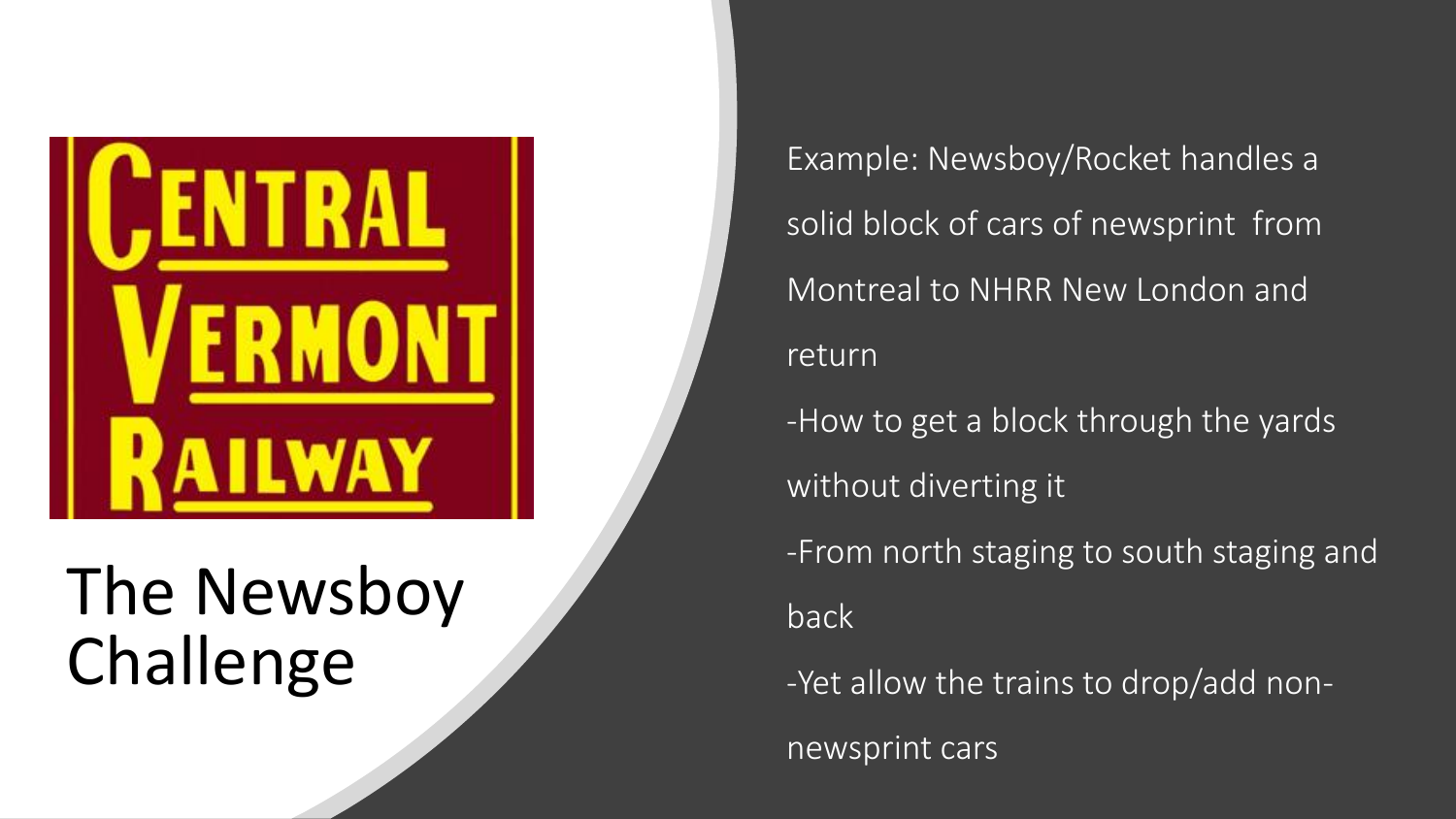CENTRAL VERMONT RAILWAY

# The Newsboy Challenge

Example: Newsboy/Rocket handles a solid block of cars of newsprint from Montreal to NHRR New London and return

- How to get a block through the yards without diverting it
- From north staging to south staging and back
- Yet allow the trains to drop/add non-newsprint cars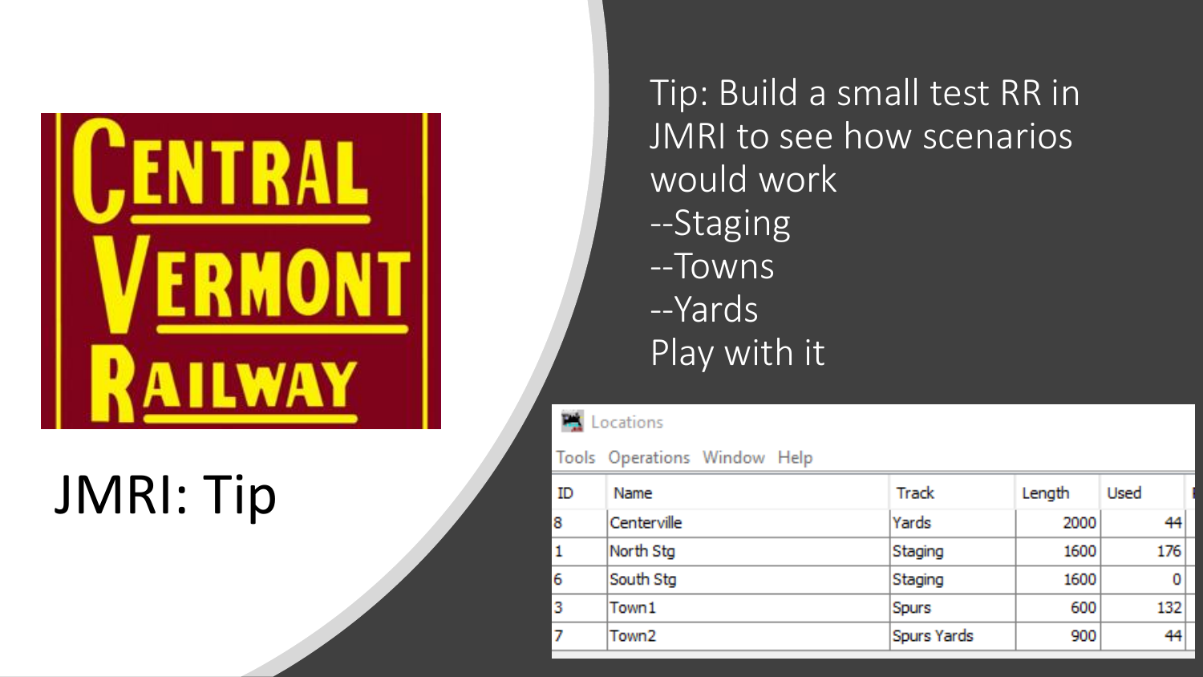# JMRI: Tip

Tip: Build a small test RR in JMRI to see how scenarios would work

--Staging

--Towns

--Yards

Play with it

Locations

Tools Operations Window Help

| ID | Name | Track | Length | Used |
|---|---|---|---|---|
| 8 | Centerville | Yards | 2000 | 44 |
| 1 | North Stg | Staging | 1600 | 176 |
| 6 | South Stg | Staging | 1600 | 0 |
| 3 | Town1 | Spurs | 600 | 132 |
| 7 | Town2 | Spurs Yards | 900 | 44 |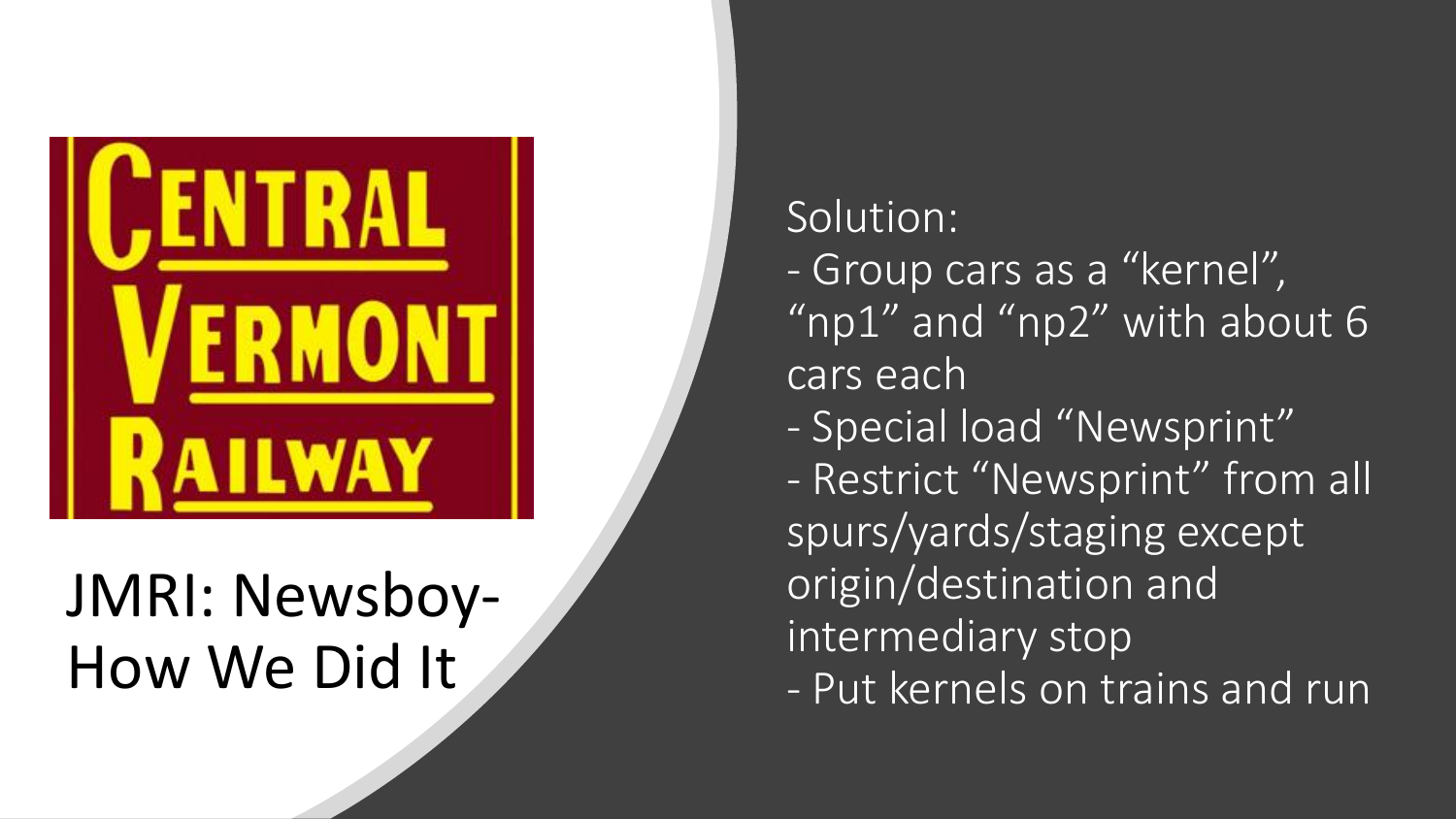# JMRI: Newsboy-How We Did It

Solution:

- Group cars as a “kernel”, “np1” and “np2” with about 6 cars each
- Special load “Newsprint”
- Restrict “Newsprint” from all spurs/yards/staging except origin/destination and intermediary stop
- Put kernels on trains and run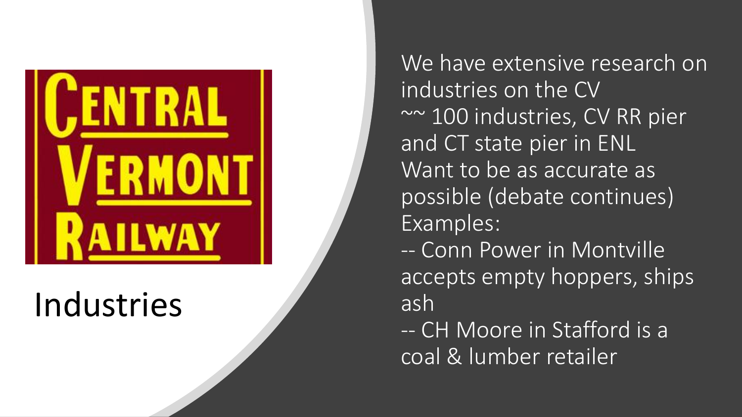# Industries

We have extensive research on industries on the CV
~~ 100 industries, CV RR pier and CT state pier in ENL
Want to be as accurate as possible (debate continues)
Examples:
-- Conn Power in Montville accepts empty hoppers, ships ash
-- CH Moore in Stafford is a coal & lumber retailer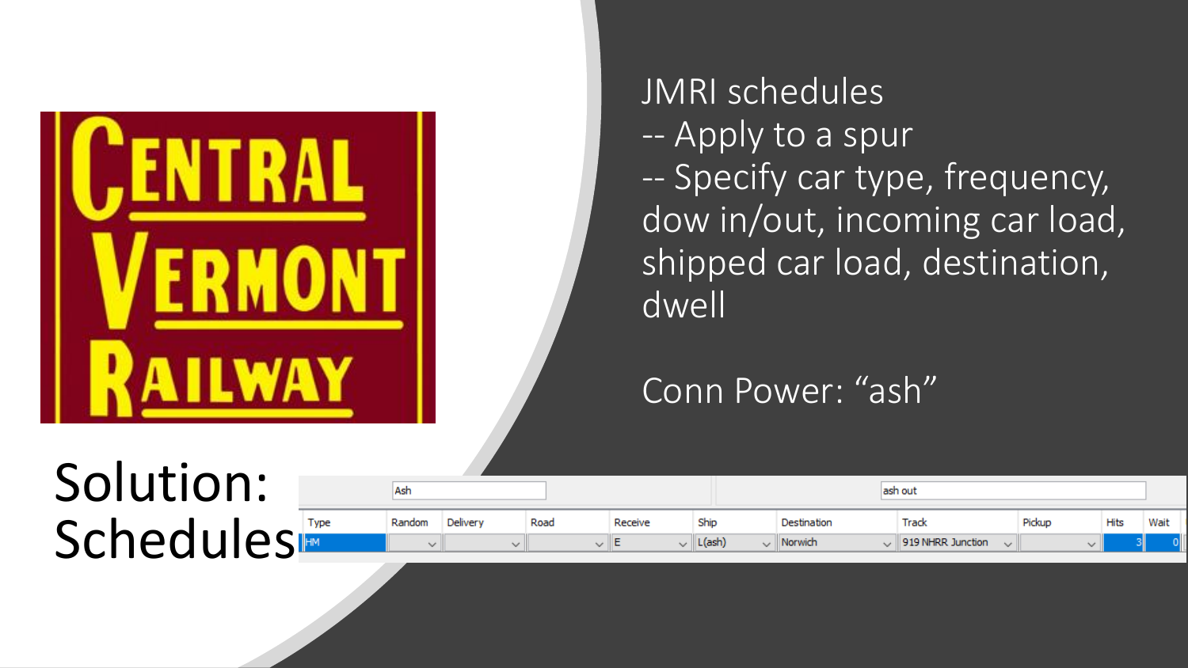Central Vermont Railway

# Solution: Schedules

JMRI schedules
-- Apply to a spur
-- Specify car type, frequency, dow in/out, incoming car load, shipped car load, destination, dwell

Conn Power: “ash”

| Ash | | | | | | | | | | |
|---|---|---|---|---|---|---|---|---|---|---|
| **Type** | **Random** | **Delivery** | **Road** | **Receive** | **Ship** | **Destination** | **Track** | **Pickup** | **Hits** | **Wait** |
| HM | | | | E | L(ash) | Norwich | 919 NHRR Junction | | 3 | 0 |

ash out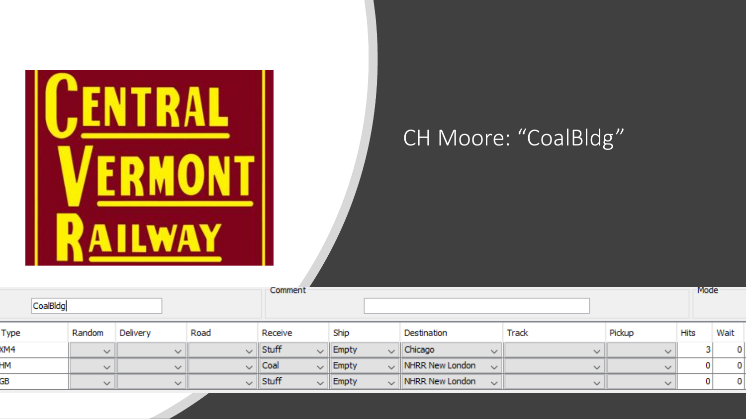# CH Moore: "CoalBldg"

CENTRAL VERMONT RAILWAY

CoalBldg

Comment

Mode

| Type | Random | Delivery | Road | Receive | Ship | Destination | Track | Pickup | Hits | Wait |
|---|---|---|---|---|---|---|---|---|---|---|
| XM4 | | | | Stuff | Empty | Chicago | | | 3 | 0 |
| HM | | | | Coal | Empty | NHRR New London | | | 0 | 0 |
| GB | | | | Stuff | Empty | NHRR New London | | | 0 | 0 |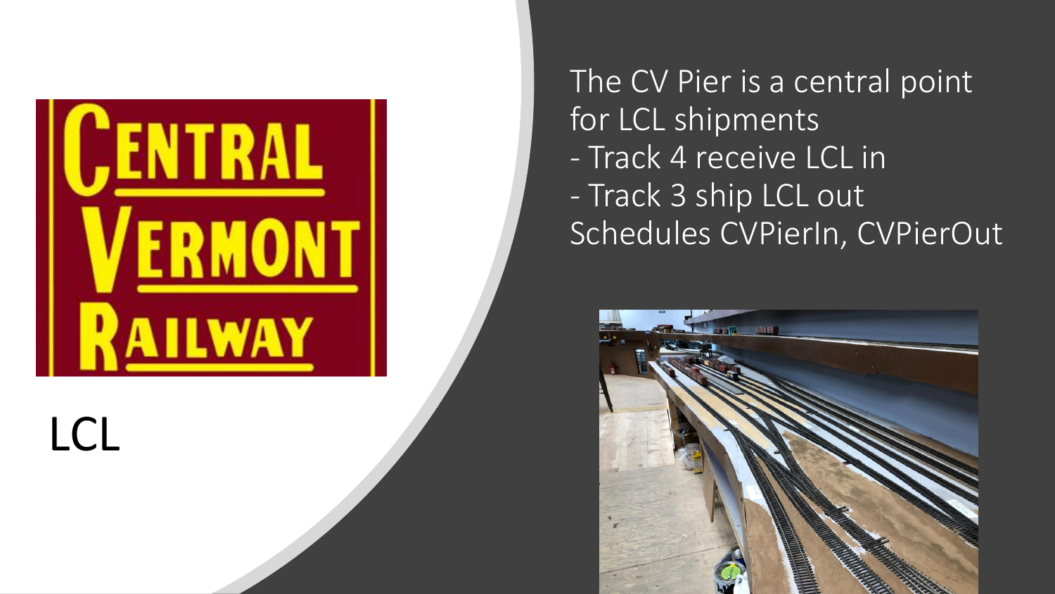# LCL

The CV Pier is a central point for LCL shipments
- Track 4 receive LCL in
- Track 3 ship LCL out

Schedules CVPierIn, CVPierOut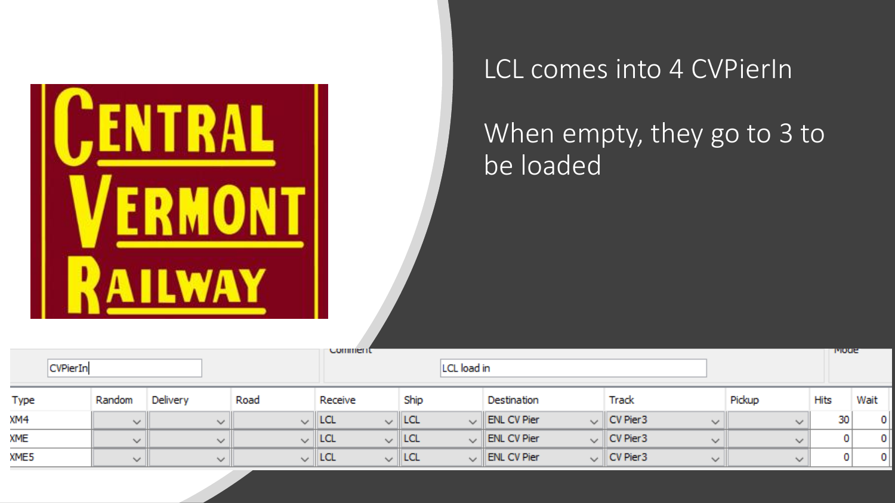LCL comes into 4 CVPierIn

When empty, they go to 3 to be loaded

CVPierIn

Comment: LCL load in

| Type | Random | Delivery | Road | Receive | Ship | Destination | Track | Pickup | Hits | Wait |
| --- | --- | --- | --- | --- | --- | --- | --- | --- | --- | --- |
| XM4 | | | | LCL | LCL | ENL CV Pier | CV Pier3 | | 30 | 0 |
| XME | | | | LCL | LCL | ENL CV Pier | CV Pier3 | | 0 | 0 |
| XME5 | | | | LCL | LCL | ENL CV Pier | CV Pier3 | | 0 | 0 |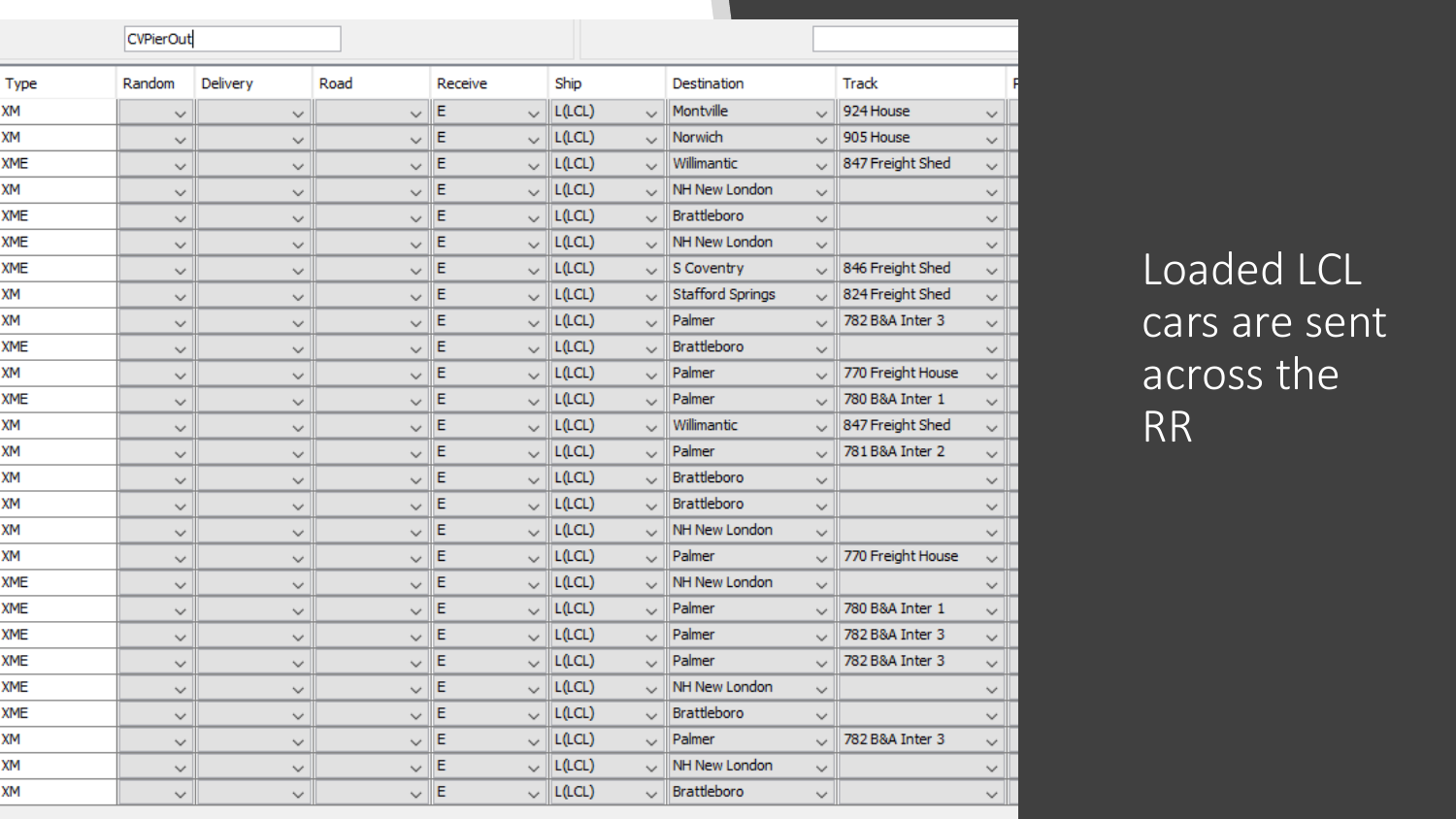CVPierOut

| Type | Random | Delivery | Road | Receive | Ship | Destination | Track |
|---|---|---|---|---|---|---|---|
| XM | | | | E | L(LCL) | Montville | 924 House |
| XM | | | | E | L(LCL) | Norwich | 905 House |
| XME | | | | E | L(LCL) | Willimantic | 847 Freight Shed |
| XM | | | | E | L(LCL) | NH New London | |
| XME | | | | E | L(LCL) | Brattleboro | |
| XME | | | | E | L(LCL) | NH New London | |
| XME | | | | E | L(LCL) | S Coventry | 846 Freight Shed |
| XM | | | | E | L(LCL) | Stafford Springs | 824 Freight Shed |
| XM | | | | E | L(LCL) | Palmer | 782 B&A Inter 3 |
| XME | | | | E | L(LCL) | Brattleboro | |
| XM | | | | E | L(LCL) | Palmer | 770 Freight House |
| XME | | | | E | L(LCL) | Palmer | 780 B&A Inter 1 |
| XM | | | | E | L(LCL) | Willimantic | 847 Freight Shed |
| XM | | | | E | L(LCL) | Palmer | 781 B&A Inter 2 |
| XM | | | | E | L(LCL) | Brattleboro | |
| XM | | | | E | L(LCL) | Brattleboro | |
| XM | | | | E | L(LCL) | NH New London | |
| XM | | | | E | L(LCL) | Palmer | 770 Freight House |
| XME | | | | E | L(LCL) | NH New London | |
| XME | | | | E | L(LCL) | Palmer | 780 B&A Inter 1 |
| XME | | | | E | L(LCL) | Palmer | 782 B&A Inter 3 |
| XME | | | | E | L(LCL) | Palmer | 782 B&A Inter 3 |
| XME | | | | E | L(LCL) | NH New London | |
| XME | | | | E | L(LCL) | Brattleboro | |
| XM | | | | E | L(LCL) | Palmer | 782 B&A Inter 3 |
| XM | | | | E | L(LCL) | NH New London | |
| XM | | | | E | L(LCL) | Brattleboro | |

Loaded LCL cars are sent across the RR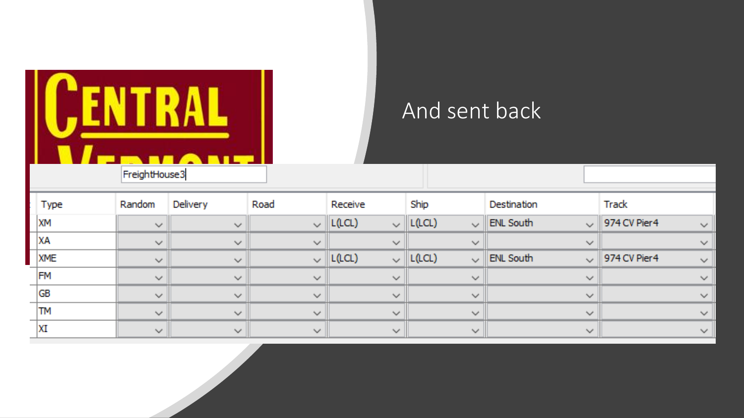# And sent back

FreightHouse3

| Type | Random | Delivery | Road | Receive | Ship | Destination | Track |
|---|---|---|---|---|---|---|---|
| XM | | | | L(LCL) | L(LCL) | ENL South | 974 CV Pier4 |
| XA | | | | | | | |
| XME | | | | L(LCL) | L(LCL) | ENL South | 974 CV Pier4 |
| FM | | | | | | | |
| GB | | | | | | | |
| TM | | | | | | | |
| XI | | | | | | | |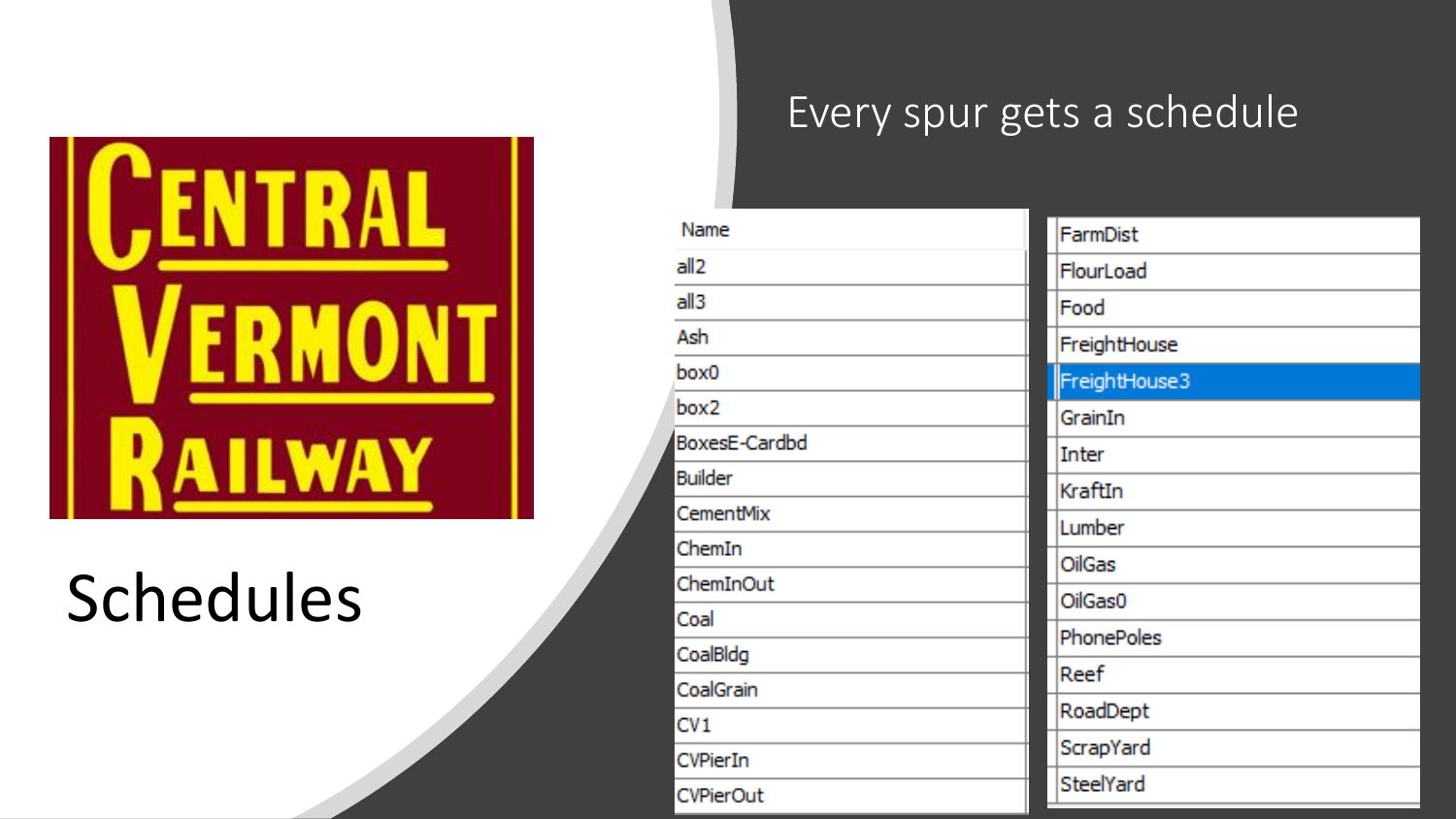# Central Vermont Railway

# Schedules

## Every spur gets a schedule

| Name |
| --- |
| all2 |
| all3 |
| Ash |
| box0 |
| box2 |
| BoxesE-Cardbd |
| Builder |
| CementMix |
| ChemIn |
| ChemInOut |
| Coal |
| CoalBldg |
| CoalGrain |
| CV1 |
| CVPierIn |
| CVPierOut |
| FarmDist |
| FlourLoad |
| Food |
| FreightHouse |
| FreightHouse3 |
| GrainIn |
| Inter |
| KraftIn |
| Lumber |
| OilGas |
| OilGas0 |
| PhonePoles |
| Reef |
| RoadDept |
| ScrapYard |
| SteelYard |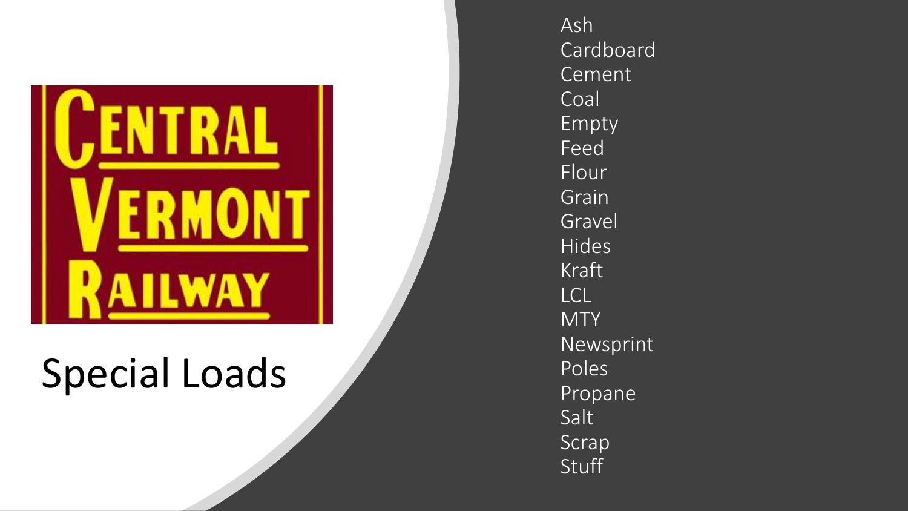CENTRAL VERMONT RAILWAY

# Special Loads

- Ash
- Cardboard
- Cement
- Coal
- Empty
- Feed
- Flour
- Grain
- Gravel
- Hides
- Kraft
- LCL
- MTY
- Newsprint
- Poles
- Propane
- Salt
- Scrap
- Stuff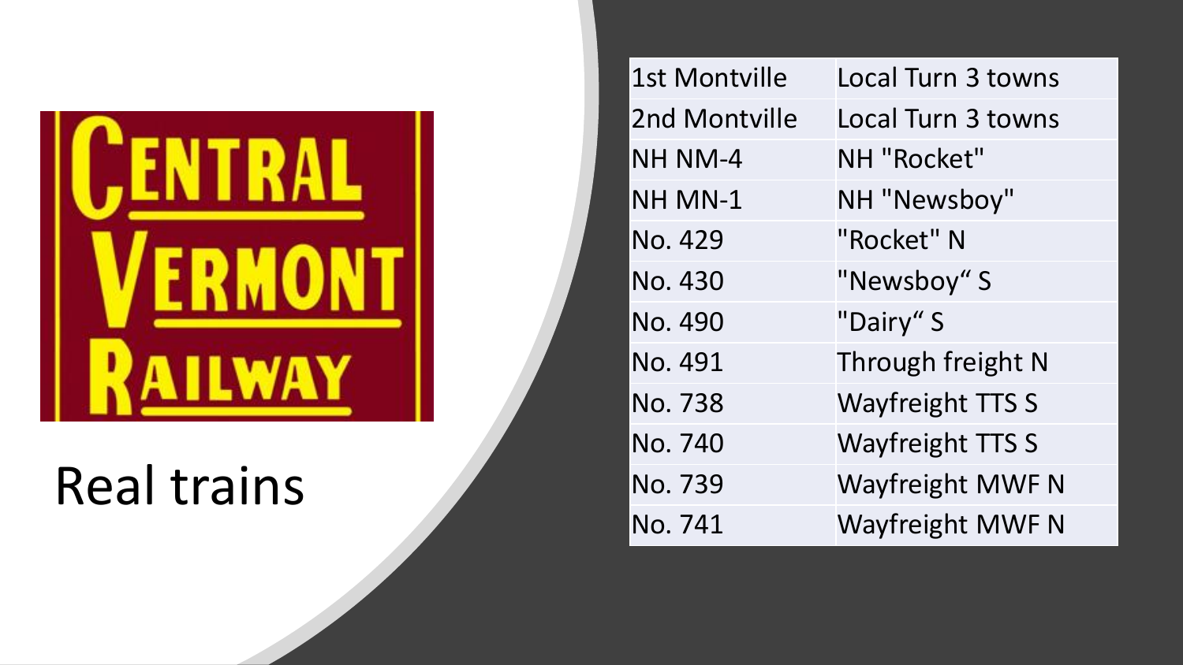CENTRAL VERMONT RAILWAY

# Real trains

| | |
|---|---|
| 1st Montville | Local Turn 3 towns |
| 2nd Montville | Local Turn 3 towns |
| NH NM-4 | NH "Rocket" |
| NH MN-1 | NH "Newsboy" |
| No. 429 | "Rocket" N |
| No. 430 | "Newsboy“ S |
| No. 490 | "Dairy“ S |
| No. 491 | Through freight N |
| No. 738 | Wayfreight TTS S |
| No. 740 | Wayfreight TTS S |
| No. 739 | Wayfreight MWF N |
| No. 741 | Wayfreight MWF N |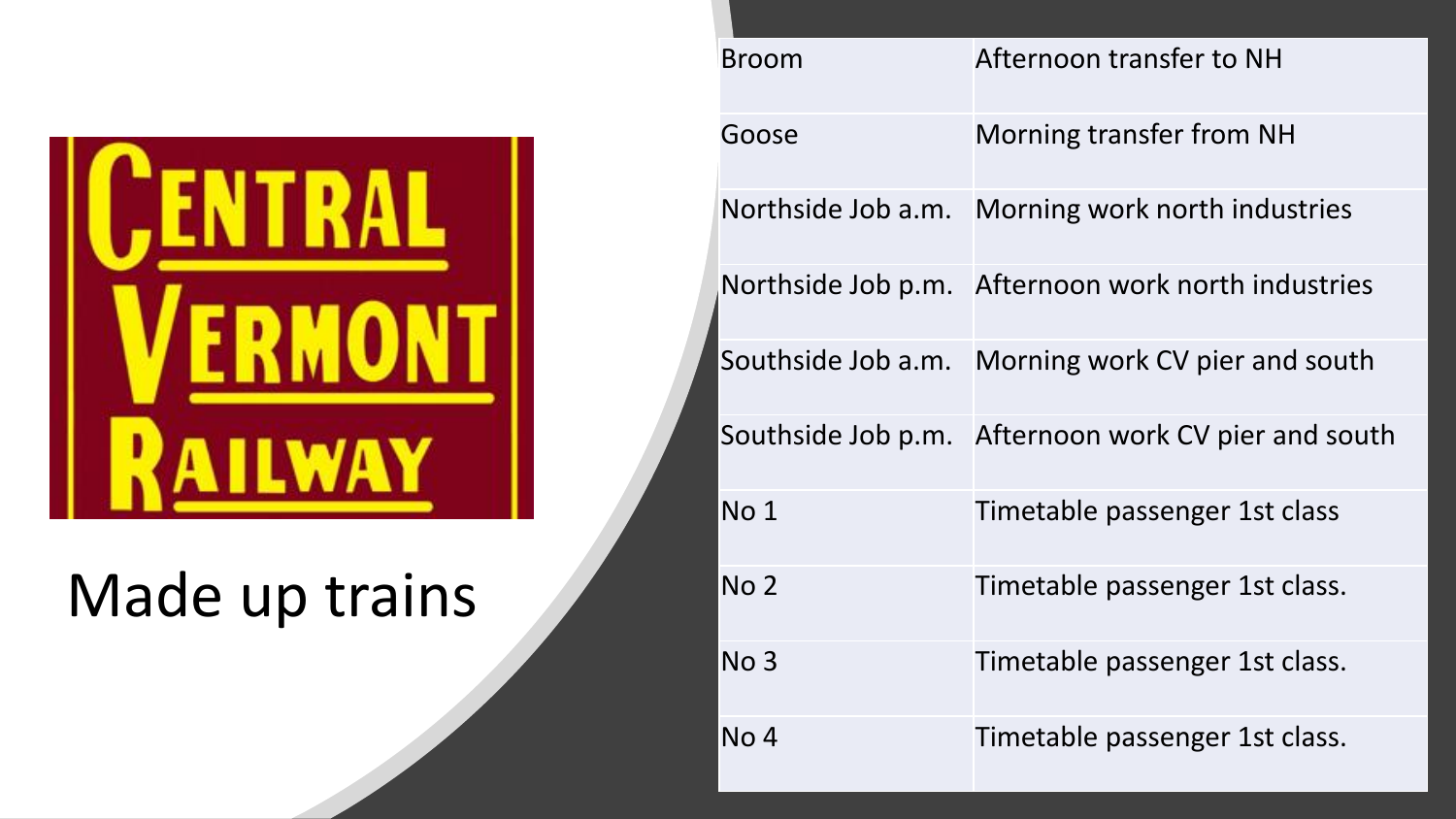CENTRAL VERMONT RAILWAY

# Made up trains

| | |
|---|---|
| Broom | Afternoon transfer to NH |
| Goose | Morning transfer from NH |
| Northside Job a.m. | Morning work north industries |
| Northside Job p.m. | Afternoon work north industries |
| Southside Job a.m. | Morning work CV pier and south |
| Southside Job p.m. | Afternoon work CV pier and south |
| No 1 | Timetable passenger 1st class |
| No 2 | Timetable passenger 1st class. |
| No 3 | Timetable passenger 1st class. |
| No 4 | Timetable passenger 1st class. |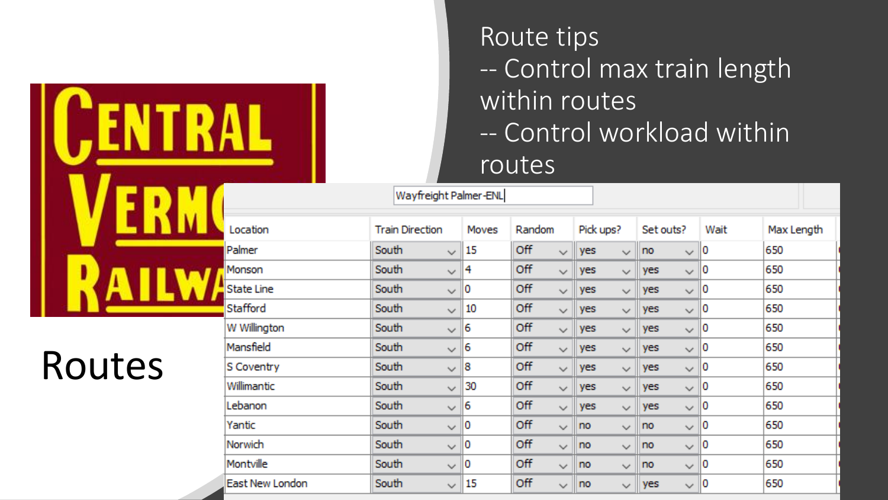# Routes

Route tips
-- Control max train length within routes
-- Control workload within routes

Wayfreight Palmer-ENL

| Location | Train Direction | Moves | Random | Pick ups? | Set outs? | Wait | Max Length |
|---|---|---|---|---|---|---|---|
| Palmer | South | 15 | Off | yes | no | 0 | 650 |
| Monson | South | 4 | Off | yes | yes | 0 | 650 |
| State Line | South | 0 | Off | yes | yes | 0 | 650 |
| Stafford | South | 10 | Off | yes | yes | 0 | 650 |
| W Willington | South | 6 | Off | yes | yes | 0 | 650 |
| Mansfield | South | 6 | Off | yes | yes | 0 | 650 |
| S Coventry | South | 8 | Off | yes | yes | 0 | 650 |
| Willimantic | South | 30 | Off | yes | yes | 0 | 650 |
| Lebanon | South | 6 | Off | yes | yes | 0 | 650 |
| Yantic | South | 0 | Off | no | no | 0 | 650 |
| Norwich | South | 0 | Off | no | no | 0 | 650 |
| Montville | South | 0 | Off | no | no | 0 | 650 |
| East New London | South | 15 | Off | no | yes | 0 | 650 |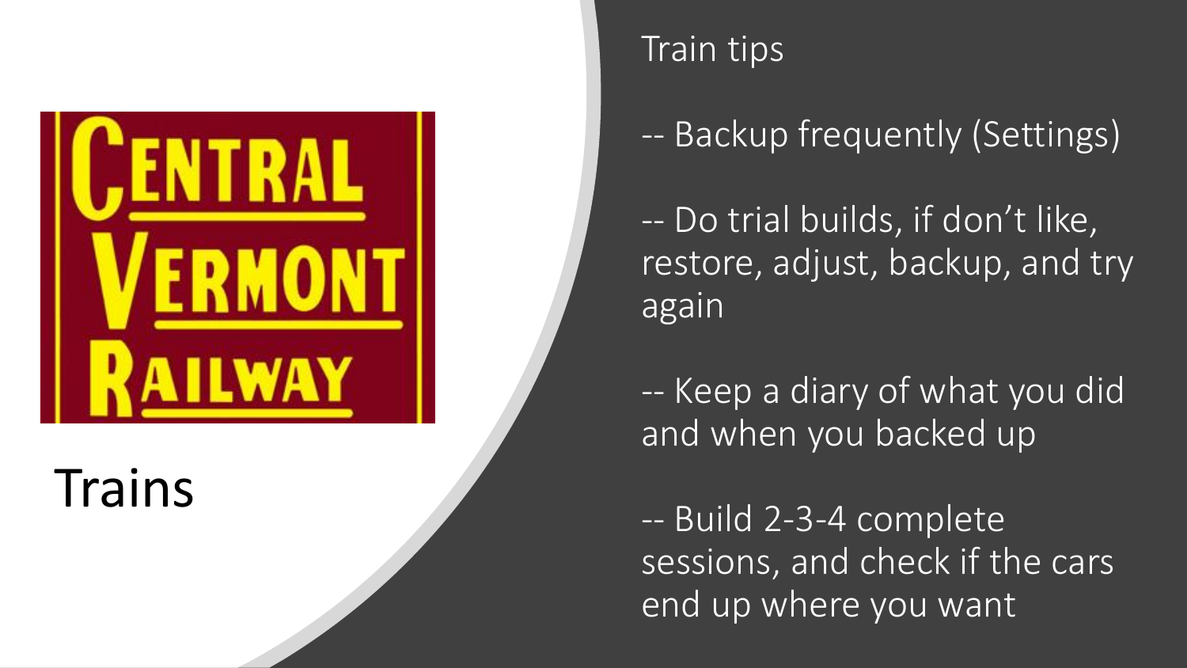# Trains

## Train tips

-- Backup frequently (Settings)

-- Do trial builds, if don't like, restore, adjust, backup, and try again

-- Keep a diary of what you did and when you backed up

-- Build 2-3-4 complete sessions, and check if the cars end up where you want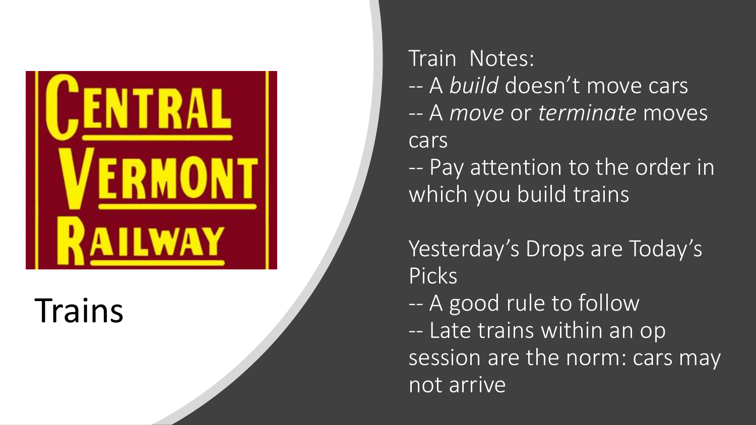# Trains

Train Notes:

- A *build* doesn't move cars
- A *move* or *terminate* moves cars
- Pay attention to the order in which you build trains

Yesterday's Drops are Today's Picks

- A good rule to follow
- Late trains within an op session are the norm: cars may not arrive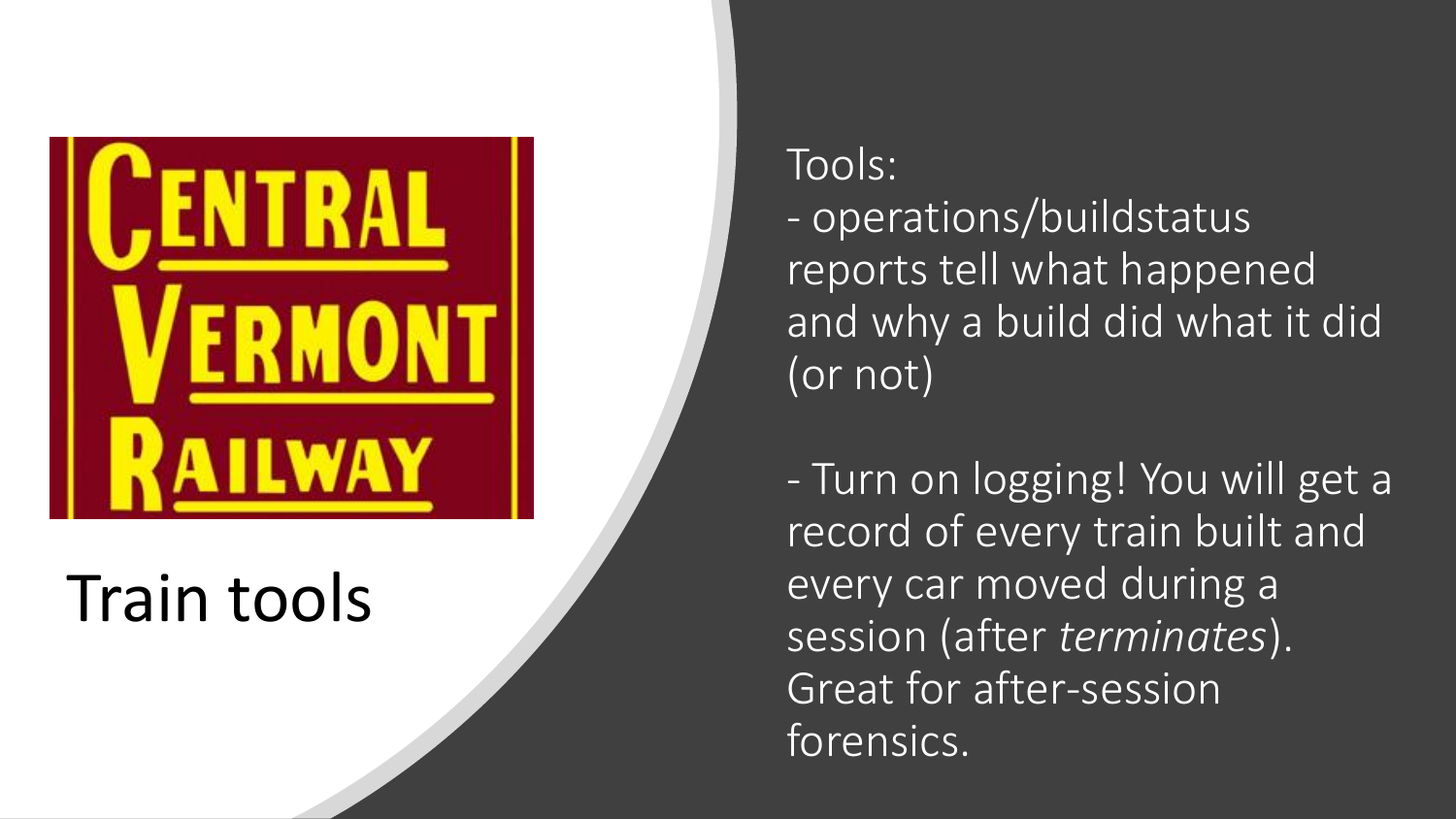CENTRAL VERMONT RAILWAY

# Train tools

Tools:

- operations/buildstatus reports tell what happened and why a build did what it did (or not)

- Turn on logging! You will get a record of every train built and every car moved during a session (after *terminates*). Great for after-session forensics.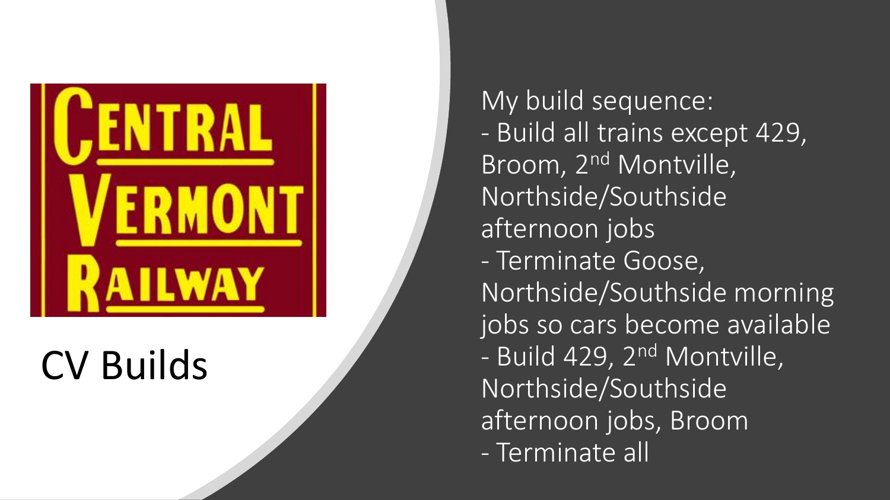# CV Builds

My build sequence:

- Build all trains except 429, Broom, 2nd Montville, Northside/Southside afternoon jobs
- Terminate Goose, Northside/Southside morning jobs so cars become available
- Build 429, 2nd Montville, Northside/Southside afternoon jobs, Broom
- Terminate all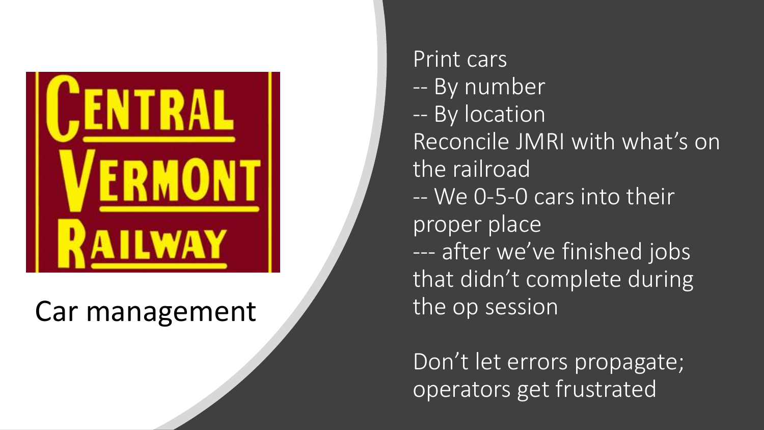CENTRAL VERMONT RAILWAY

# Car management

Print cars
-- By number
-- By location
Reconcile JMRI with what's on the railroad
-- We 0-5-0 cars into their proper place
--- after we've finished jobs that didn't complete during the op session

Don't let errors propagate; operators get frustrated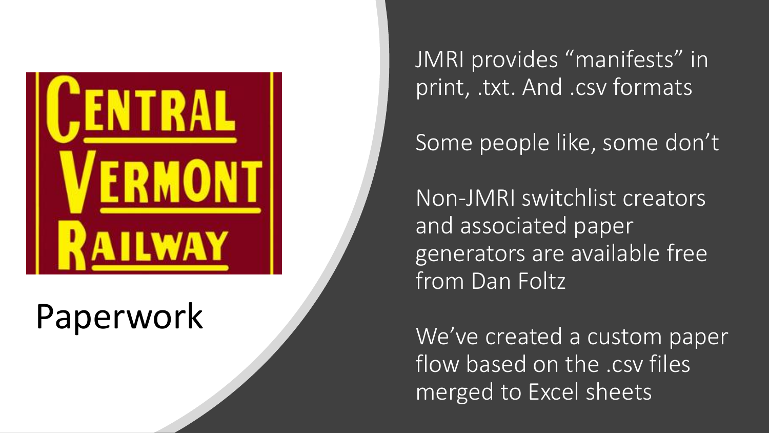CENTRAL VERMONT RAILWAY

# Paperwork

JMRI provides "manifests" in print, .txt. And .csv formats

Some people like, some don't

Non-JMRI switchlist creators and associated paper generators are available free from Dan Foltz

We've created a custom paper flow based on the .csv files merged to Excel sheets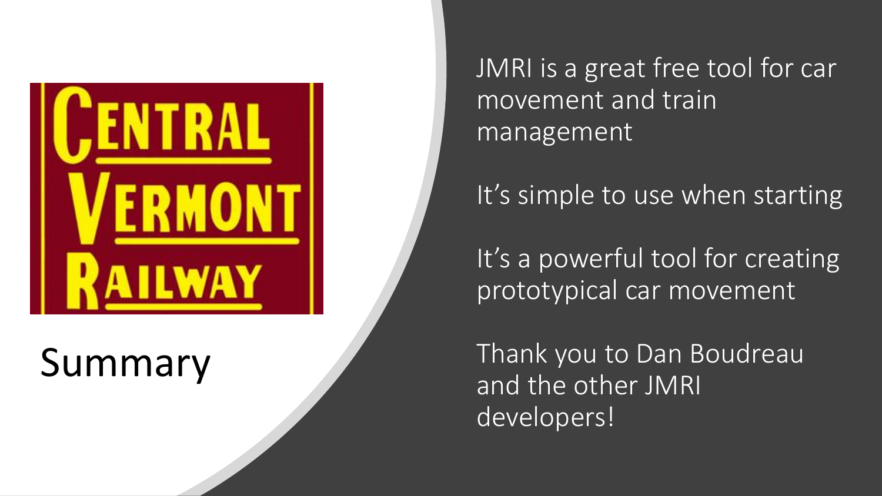CENTRAL VERMONT RAILWAY

# Summary

JMRI is a great free tool for car movement and train management

It's simple to use when starting

It's a powerful tool for creating prototypical car movement

Thank you to Dan Boudreau and the other JMRI developers!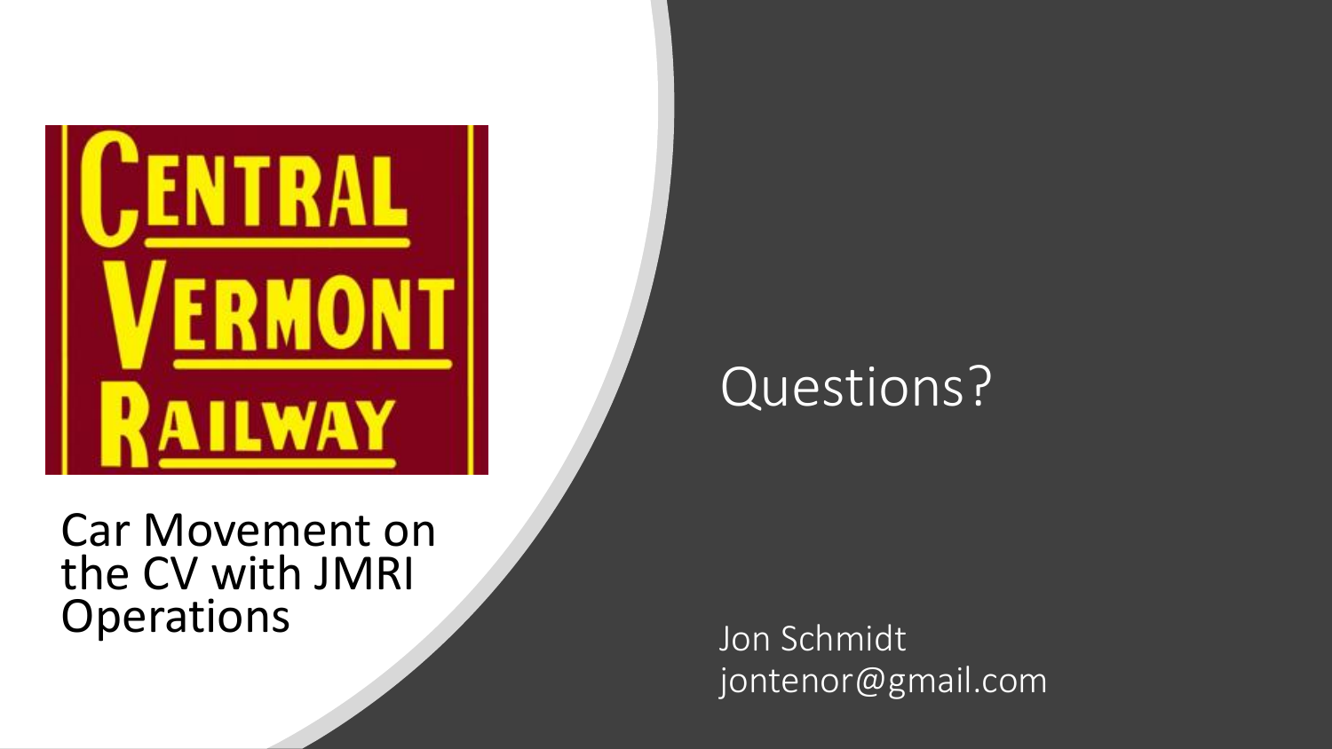CENTRAL VERMONT RAILWAY

Car Movement on the CV with JMRI Operations

# Questions?

Jon Schmidt
jontenor@gmail.com